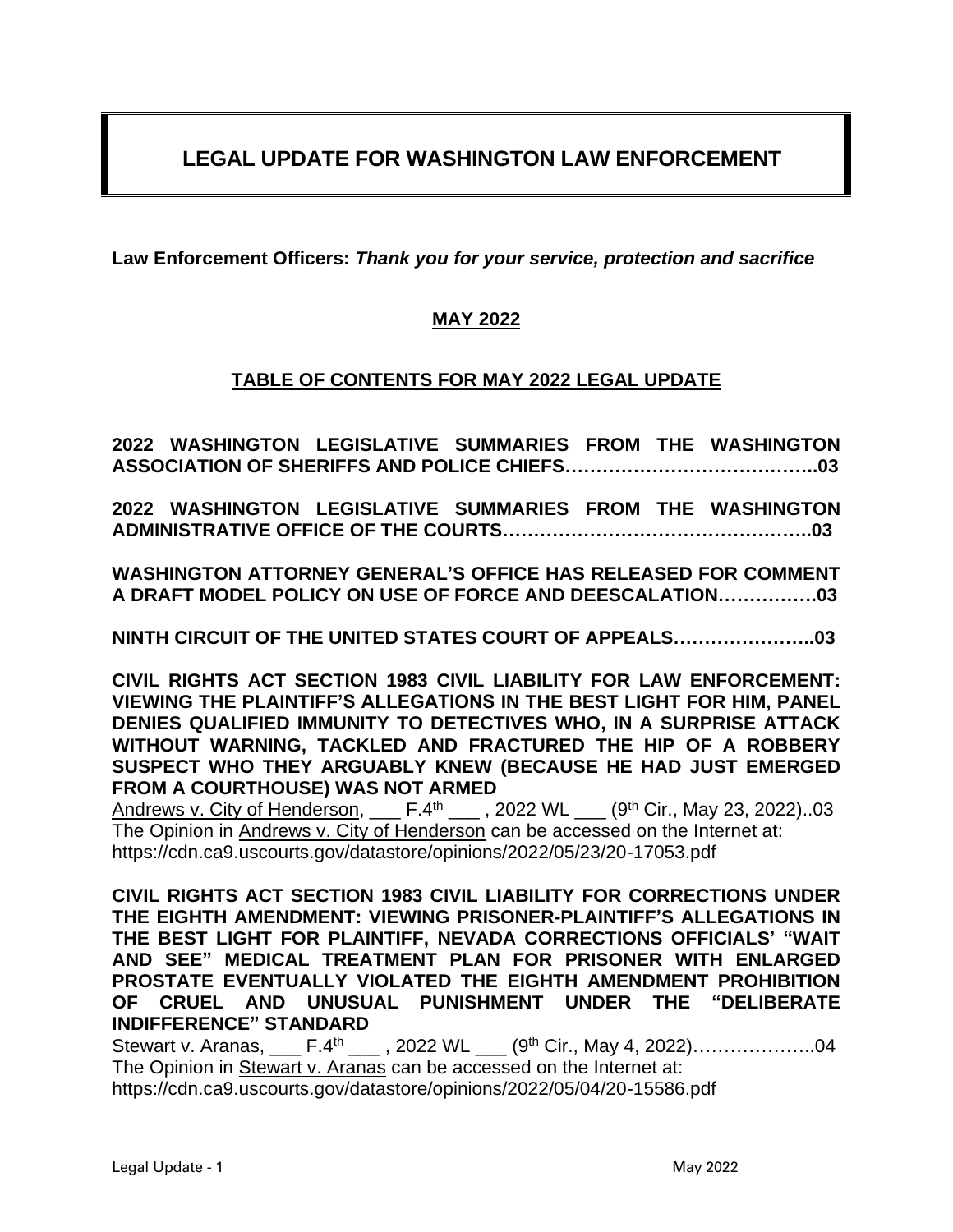# LEGAL UPDATE FOR WASHINGTON LAW ENFORCEMENT

**Law Enforcement Officers:** ***Thank you for your service, protection and sacrifice***

## MAY 2022

## TABLE OF CONTENTS FOR MAY 2022 LEGAL UPDATE

**2022 WASHINGTON LEGISLATIVE SUMMARIES FROM THE WASHINGTON ASSOCIATION OF SHERIFFS AND POLICE CHIEFS…………………………………..03**

**2022 WASHINGTON LEGISLATIVE SUMMARIES FROM THE WASHINGTON ADMINISTRATIVE OFFICE OF THE COURTS…………………………………………..03**

**WASHINGTON ATTORNEY GENERAL'S OFFICE HAS RELEASED FOR COMMENT A DRAFT MODEL POLICY ON USE OF FORCE AND DEESCALATION…………….03**

**NINTH CIRCUIT OF THE UNITED STATES COURT OF APPEALS…………………..03**

**CIVIL RIGHTS ACT SECTION 1983 CIVIL LIABILITY FOR LAW ENFORCEMENT: VIEWING THE PLAINTIFF'S ALLEGATIONS IN THE BEST LIGHT FOR HIM, PANEL DENIES QUALIFIED IMMUNITY TO DETECTIVES WHO, IN A SURPRISE ATTACK WITHOUT WARNING, TACKLED AND FRACTURED THE HIP OF A ROBBERY SUSPECT WHO THEY ARGUABLY KNEW (BECAUSE HE HAD JUST EMERGED FROM A COURTHOUSE) WAS NOT ARMED**
Andrews v. City of Henderson, ___ F.4th ___ , 2022 WL ___ (9th Cir., May 23, 2022)..03
The Opinion in Andrews v. City of Henderson can be accessed on the Internet at:
https://cdn.ca9.uscourts.gov/datastore/opinions/2022/05/23/20-17053.pdf

**CIVIL RIGHTS ACT SECTION 1983 CIVIL LIABILITY FOR CORRECTIONS UNDER THE EIGHTH AMENDMENT: VIEWING PRISONER-PLAINTIFF'S ALLEGATIONS IN THE BEST LIGHT FOR PLAINTIFF, NEVADA CORRECTIONS OFFICIALS' "WAIT AND SEE" MEDICAL TREATMENT PLAN FOR PRISONER WITH ENLARGED PROSTATE EVENTUALLY VIOLATED THE EIGHTH AMENDMENT PROHIBITION OF CRUEL AND UNUSUAL PUNISHMENT UNDER THE "DELIBERATE INDIFFERENCE" STANDARD**
Stewart v. Aranas, ___ F.4th ___ , 2022 WL ___ (9th Cir., May 4, 2022)………………..04
The Opinion in Stewart v. Aranas can be accessed on the Internet at:
https://cdn.ca9.uscourts.gov/datastore/opinions/2022/05/04/20-15586.pdf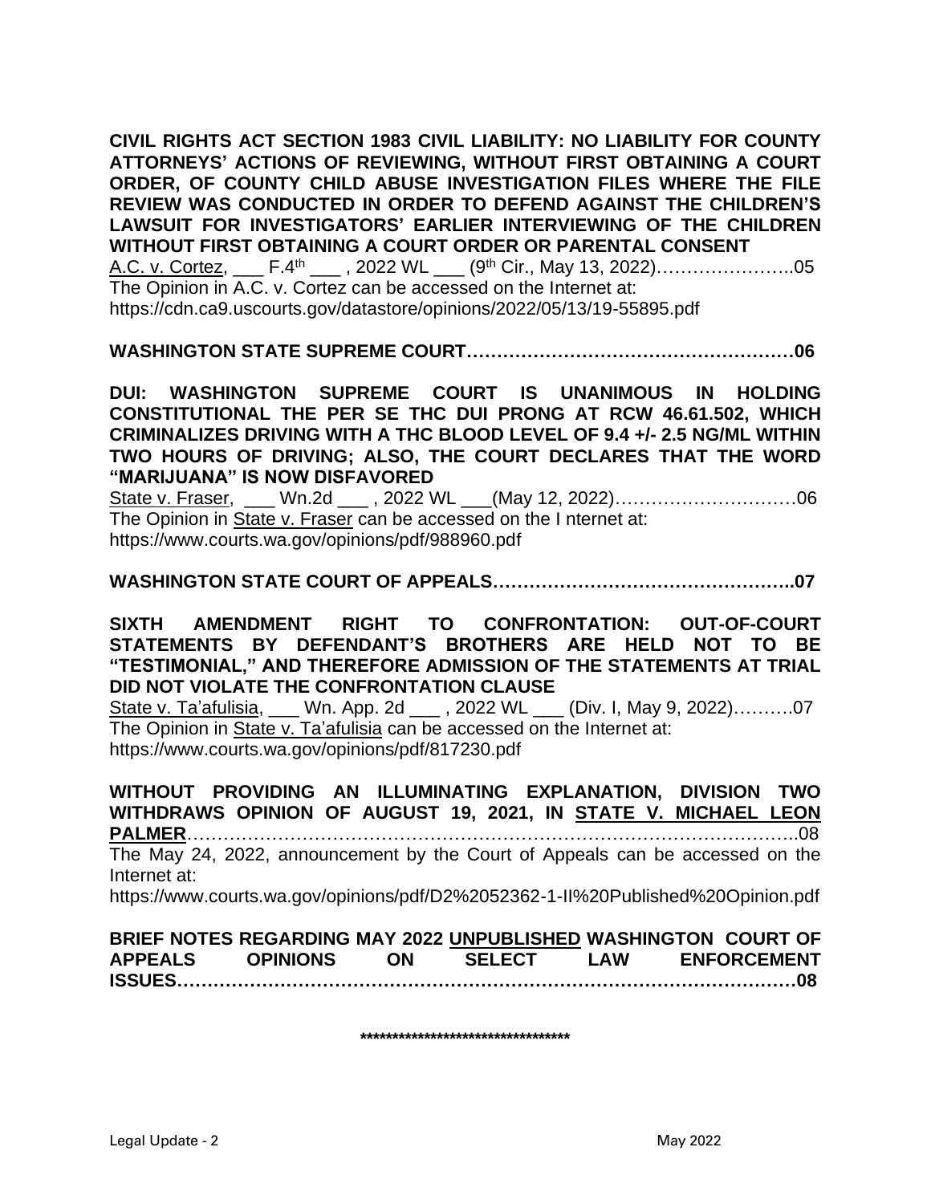**CIVIL RIGHTS ACT SECTION 1983 CIVIL LIABILITY: NO LIABILITY FOR COUNTY ATTORNEYS' ACTIONS OF REVIEWING, WITHOUT FIRST OBTAINING A COURT ORDER, OF COUNTY CHILD ABUSE INVESTIGATION FILES WHERE THE FILE REVIEW WAS CONDUCTED IN ORDER TO DEFEND AGAINST THE CHILDREN'S LAWSUIT FOR INVESTIGATORS' EARLIER INTERVIEWING OF THE CHILDREN WITHOUT FIRST OBTAINING A COURT ORDER OR PARENTAL CONSENT**

A.C. v. Cortez, ___ F.4th ___ , 2022 WL ___ (9th Cir., May 13, 2022)…………………..05
The Opinion in A.C. v. Cortez can be accessed on the Internet at:
https://cdn.ca9.uscourts.gov/datastore/opinions/2022/05/13/19-55895.pdf

**WASHINGTON STATE SUPREME COURT………………………………………………06**

**DUI: WASHINGTON SUPREME COURT IS UNANIMOUS IN HOLDING CONSTITUTIONAL THE PER SE THC DUI PRONG AT RCW 46.61.502, WHICH CRIMINALIZES DRIVING WITH A THC BLOOD LEVEL OF 9.4 +/- 2.5 NG/ML WITHIN TWO HOURS OF DRIVING; ALSO, THE COURT DECLARES THAT THE WORD "MARIJUANA" IS NOW DISFAVORED**

State v. Fraser, ___ Wn.2d ___ , 2022 WL ___(May 12, 2022)…………………………06
The Opinion in State v. Fraser can be accessed on the I nternet at:
https://www.courts.wa.gov/opinions/pdf/988960.pdf

**WASHINGTON STATE COURT OF APPEALS…………………………………………..07**

**SIXTH AMENDMENT RIGHT TO CONFRONTATION: OUT-OF-COURT STATEMENTS BY DEFENDANT'S BROTHERS ARE HELD NOT TO BE "TESTIMONIAL," AND THEREFORE ADMISSION OF THE STATEMENTS AT TRIAL DID NOT VIOLATE THE CONFRONTATION CLAUSE**

State v. Ta'afulisia, ___ Wn. App. 2d ___ , 2022 WL ___ (Div. I, May 9, 2022)……….07
The Opinion in State v. Ta'afulisia can be accessed on the Internet at:
https://www.courts.wa.gov/opinions/pdf/817230.pdf

**WITHOUT PROVIDING AN ILLUMINATING EXPLANATION, DIVISION TWO WITHDRAWS OPINION OF AUGUST 19, 2021, IN STATE V. MICHAEL LEON PALMER**……………………………………………………………………………………..08
The May 24, 2022, announcement by the Court of Appeals can be accessed on the Internet at:
https://www.courts.wa.gov/opinions/pdf/D2%2052362-1-II%20Published%20Opinion.pdf

**BRIEF NOTES REGARDING MAY 2022 UNPUBLISHED WASHINGTON COURT OF APPEALS OPINIONS ON SELECT LAW ENFORCEMENT ISSUES………………………………………………………………………………………08**

**********************************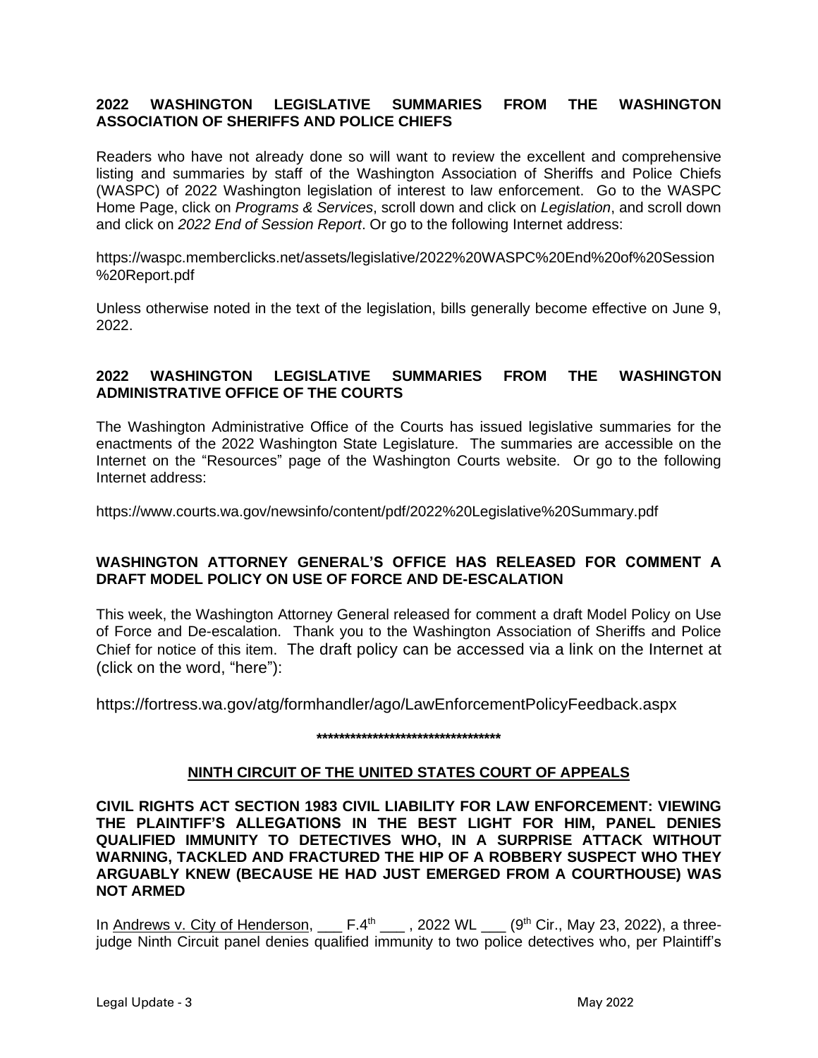**2022 WASHINGTON LEGISLATIVE SUMMARIES FROM THE WASHINGTON ASSOCIATION OF SHERIFFS AND POLICE CHIEFS**

Readers who have not already done so will want to review the excellent and comprehensive listing and summaries by staff of the Washington Association of Sheriffs and Police Chiefs (WASPC) of 2022 Washington legislation of interest to law enforcement. Go to the WASPC Home Page, click on *Programs & Services*, scroll down and click on *Legislation*, and scroll down and click on *2022 End of Session Report*. Or go to the following Internet address:

https://waspc.memberclicks.net/assets/legislative/2022%20WASPC%20End%20of%20Session%20Report.pdf

Unless otherwise noted in the text of the legislation, bills generally become effective on June 9, 2022.

**2022 WASHINGTON LEGISLATIVE SUMMARIES FROM THE WASHINGTON ADMINISTRATIVE OFFICE OF THE COURTS**

The Washington Administrative Office of the Courts has issued legislative summaries for the enactments of the 2022 Washington State Legislature. The summaries are accessible on the Internet on the "Resources" page of the Washington Courts website. Or go to the following Internet address:

https://www.courts.wa.gov/newsinfo/content/pdf/2022%20Legislative%20Summary.pdf

**WASHINGTON ATTORNEY GENERAL'S OFFICE HAS RELEASED FOR COMMENT A DRAFT MODEL POLICY ON USE OF FORCE AND DE-ESCALATION**

This week, the Washington Attorney General released for comment a draft Model Policy on Use of Force and De-escalation. Thank you to the Washington Association of Sheriffs and Police Chief for notice of this item. The draft policy can be accessed via a link on the Internet at (click on the word, "here"):

https://fortress.wa.gov/atg/formhandler/ago/LawEnforcementPolicyFeedback.aspx

**\*\*\*\*\*\*\*\*\*\*\*\*\*\*\*\*\*\*\*\*\*\*\*\*\*\*\*\*\*\*\*\*\*\***

## NINTH CIRCUIT OF THE UNITED STATES COURT OF APPEALS

**CIVIL RIGHTS ACT SECTION 1983 CIVIL LIABILITY FOR LAW ENFORCEMENT: VIEWING THE PLAINTIFF'S ALLEGATIONS IN THE BEST LIGHT FOR HIM, PANEL DENIES QUALIFIED IMMUNITY TO DETECTIVES WHO, IN A SURPRISE ATTACK WITHOUT WARNING, TACKLED AND FRACTURED THE HIP OF A ROBBERY SUSPECT WHO THEY ARGUABLY KNEW (BECAUSE HE HAD JUST EMERGED FROM A COURTHOUSE) WAS NOT ARMED**

In Andrews v. City of Henderson, ___ F.4th ___ , 2022 WL ___ (9th Cir., May 23, 2022), a three-judge Ninth Circuit panel denies qualified immunity to two police detectives who, per Plaintiff's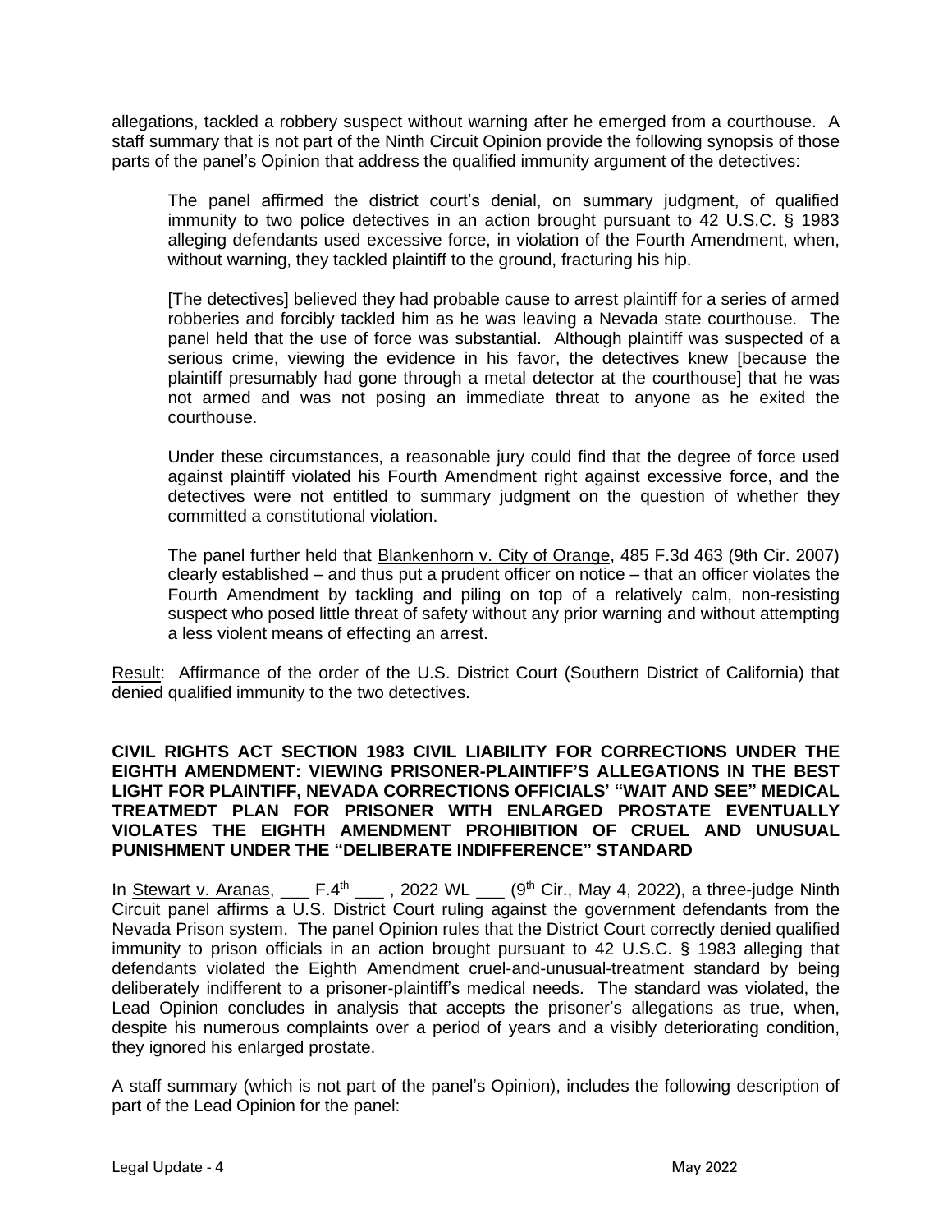allegations, tackled a robbery suspect without warning after he emerged from a courthouse. A staff summary that is not part of the Ninth Circuit Opinion provide the following synopsis of those parts of the panel's Opinion that address the qualified immunity argument of the detectives:

> The panel affirmed the district court's denial, on summary judgment, of qualified immunity to two police detectives in an action brought pursuant to 42 U.S.C. § 1983 alleging defendants used excessive force, in violation of the Fourth Amendment, when, without warning, they tackled plaintiff to the ground, fracturing his hip.
>
> [The detectives] believed they had probable cause to arrest plaintiff for a series of armed robberies and forcibly tackled him as he was leaving a Nevada state courthouse. The panel held that the use of force was substantial. Although plaintiff was suspected of a serious crime, viewing the evidence in his favor, the detectives knew [because the plaintiff presumably had gone through a metal detector at the courthouse] that he was not armed and was not posing an immediate threat to anyone as he exited the courthouse.
>
> Under these circumstances, a reasonable jury could find that the degree of force used against plaintiff violated his Fourth Amendment right against excessive force, and the detectives were not entitled to summary judgment on the question of whether they committed a constitutional violation.
>
> The panel further held that Blankenhorn v. City of Orange, 485 F.3d 463 (9th Cir. 2007) clearly established – and thus put a prudent officer on notice – that an officer violates the Fourth Amendment by tackling and piling on top of a relatively calm, non-resisting suspect who posed little threat of safety without any prior warning and without attempting a less violent means of effecting an arrest.

Result: Affirmance of the order of the U.S. District Court (Southern District of California) that denied qualified immunity to the two detectives.

**CIVIL RIGHTS ACT SECTION 1983 CIVIL LIABILITY FOR CORRECTIONS UNDER THE EIGHTH AMENDMENT: VIEWING PRISONER-PLAINTIFF'S ALLEGATIONS IN THE BEST LIGHT FOR PLAINTIFF, NEVADA CORRECTIONS OFFICIALS' "WAIT AND SEE" MEDICAL TREATMEDT PLAN FOR PRISONER WITH ENLARGED PROSTATE EVENTUALLY VIOLATES THE EIGHTH AMENDMENT PROHIBITION OF CRUEL AND UNUSUAL PUNISHMENT UNDER THE "DELIBERATE INDIFFERENCE" STANDARD**

In Stewart v. Aranas, ___ F.4th ___ , 2022 WL ___ (9th Cir., May 4, 2022), a three-judge Ninth Circuit panel affirms a U.S. District Court ruling against the government defendants from the Nevada Prison system. The panel Opinion rules that the District Court correctly denied qualified immunity to prison officials in an action brought pursuant to 42 U.S.C. § 1983 alleging that defendants violated the Eighth Amendment cruel-and-unusual-treatment standard by being deliberately indifferent to a prisoner-plaintiff's medical needs. The standard was violated, the Lead Opinion concludes in analysis that accepts the prisoner's allegations as true, when, despite his numerous complaints over a period of years and a visibly deteriorating condition, they ignored his enlarged prostate.

A staff summary (which is not part of the panel's Opinion), includes the following description of part of the Lead Opinion for the panel: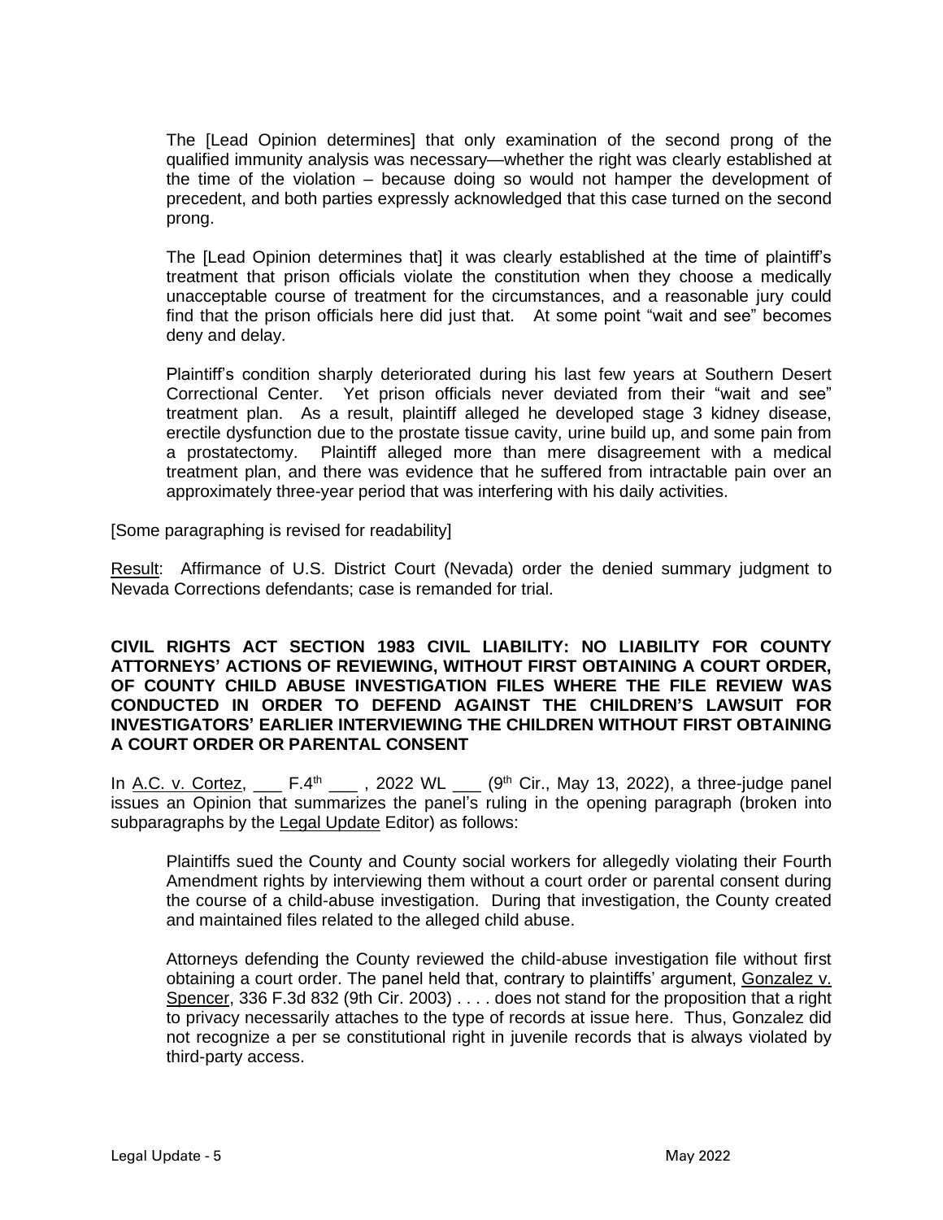> The [Lead Opinion determines] that only examination of the second prong of the qualified immunity analysis was necessary—whether the right was clearly established at the time of the violation – because doing so would not hamper the development of precedent, and both parties expressly acknowledged that this case turned on the second prong.
>
> The [Lead Opinion determines that] it was clearly established at the time of plaintiff's treatment that prison officials violate the constitution when they choose a medically unacceptable course of treatment for the circumstances, and a reasonable jury could find that the prison officials here did just that. At some point "wait and see" becomes deny and delay.
>
> Plaintiff's condition sharply deteriorated during his last few years at Southern Desert Correctional Center. Yet prison officials never deviated from their "wait and see" treatment plan. As a result, plaintiff alleged he developed stage 3 kidney disease, erectile dysfunction due to the prostate tissue cavity, urine build up, and some pain from a prostatectomy. Plaintiff alleged more than mere disagreement with a medical treatment plan, and there was evidence that he suffered from intractable pain over an approximately three-year period that was interfering with his daily activities.

[Some paragraphing is revised for readability]

Result: Affirmance of U.S. District Court (Nevada) order the denied summary judgment to Nevada Corrections defendants; case is remanded for trial.

**CIVIL RIGHTS ACT SECTION 1983 CIVIL LIABILITY: NO LIABILITY FOR COUNTY ATTORNEYS' ACTIONS OF REVIEWING, WITHOUT FIRST OBTAINING A COURT ORDER, OF COUNTY CHILD ABUSE INVESTIGATION FILES WHERE THE FILE REVIEW WAS CONDUCTED IN ORDER TO DEFEND AGAINST THE CHILDREN'S LAWSUIT FOR INVESTIGATORS' EARLIER INTERVIEWING THE CHILDREN WITHOUT FIRST OBTAINING A COURT ORDER OR PARENTAL CONSENT**

In A.C. v. Cortez, ___ F.4th ___ , 2022 WL ___ (9th Cir., May 13, 2022), a three-judge panel issues an Opinion that summarizes the panel's ruling in the opening paragraph (broken into subparagraphs by the Legal Update Editor) as follows:

> Plaintiffs sued the County and County social workers for allegedly violating their Fourth Amendment rights by interviewing them without a court order or parental consent during the course of a child-abuse investigation. During that investigation, the County created and maintained files related to the alleged child abuse.
>
> Attorneys defending the County reviewed the child-abuse investigation file without first obtaining a court order. The panel held that, contrary to plaintiffs' argument, Gonzalez v. Spencer, 336 F.3d 832 (9th Cir. 2003) . . . . does not stand for the proposition that a right to privacy necessarily attaches to the type of records at issue here. Thus, Gonzalez did not recognize a per se constitutional right in juvenile records that is always violated by third-party access.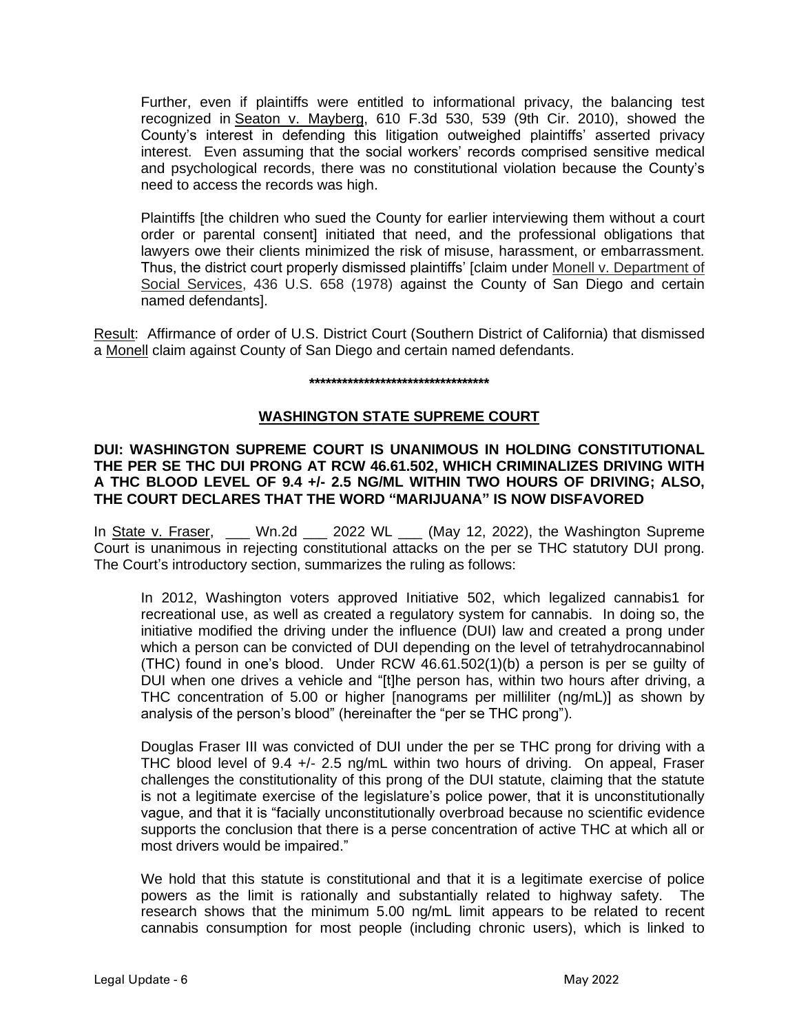> Further, even if plaintiffs were entitled to informational privacy, the balancing test recognized in Seaton v. Mayberg, 610 F.3d 530, 539 (9th Cir. 2010), showed the County's interest in defending this litigation outweighed plaintiffs' asserted privacy interest. Even assuming that the social workers' records comprised sensitive medical and psychological records, there was no constitutional violation because the County's need to access the records was high.
>
> Plaintiffs [the children who sued the County for earlier interviewing them without a court order or parental consent] initiated that need, and the professional obligations that lawyers owe their clients minimized the risk of misuse, harassment, or embarrassment. Thus, the district court properly dismissed plaintiffs' [claim under Monell v. Department of Social Services, 436 U.S. 658 (1978) against the County of San Diego and certain named defendants].

Result: Affirmance of order of U.S. District Court (Southern District of California) that dismissed a Monell claim against County of San Diego and certain named defendants.

**********************************

## WASHINGTON STATE SUPREME COURT

**DUI: WASHINGTON SUPREME COURT IS UNANIMOUS IN HOLDING CONSTITUTIONAL THE PER SE THC DUI PRONG AT RCW 46.61.502, WHICH CRIMINALIZES DRIVING WITH A THC BLOOD LEVEL OF 9.4 +/- 2.5 NG/ML WITHIN TWO HOURS OF DRIVING; ALSO, THE COURT DECLARES THAT THE WORD "MARIJUANA" IS NOW DISFAVORED**

In State v. Fraser, ___ Wn.2d ___ 2022 WL ___ (May 12, 2022), the Washington Supreme Court is unanimous in rejecting constitutional attacks on the per se THC statutory DUI prong. The Court's introductory section, summarizes the ruling as follows:

> In 2012, Washington voters approved Initiative 502, which legalized cannabis1 for recreational use, as well as created a regulatory system for cannabis. In doing so, the initiative modified the driving under the influence (DUI) law and created a prong under which a person can be convicted of DUI depending on the level of tetrahydrocannabinol (THC) found in one's blood. Under RCW 46.61.502(1)(b) a person is per se guilty of DUI when one drives a vehicle and "[t]he person has, within two hours after driving, a THC concentration of 5.00 or higher [nanograms per milliliter (ng/mL)] as shown by analysis of the person's blood" (hereinafter the "per se THC prong").
>
> Douglas Fraser III was convicted of DUI under the per se THC prong for driving with a THC blood level of 9.4 +/- 2.5 ng/mL within two hours of driving. On appeal, Fraser challenges the constitutionality of this prong of the DUI statute, claiming that the statute is not a legitimate exercise of the legislature's police power, that it is unconstitutionally vague, and that it is "facially unconstitutionally overbroad because no scientific evidence supports the conclusion that there is a perse concentration of active THC at which all or most drivers would be impaired."
>
> We hold that this statute is constitutional and that it is a legitimate exercise of police powers as the limit is rationally and substantially related to highway safety. The research shows that the minimum 5.00 ng/mL limit appears to be related to recent cannabis consumption for most people (including chronic users), which is linked to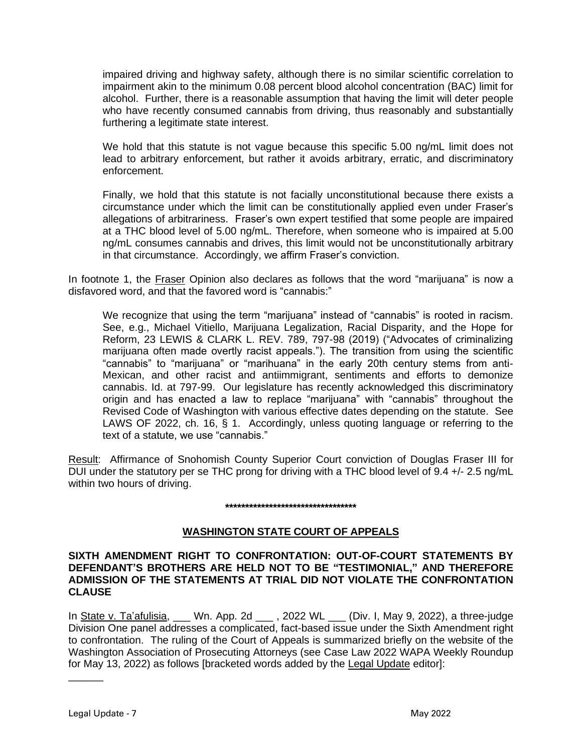> impaired driving and highway safety, although there is no similar scientific correlation to impairment akin to the minimum 0.08 percent blood alcohol concentration (BAC) limit for alcohol. Further, there is a reasonable assumption that having the limit will deter people who have recently consumed cannabis from driving, thus reasonably and substantially furthering a legitimate state interest.
>
> We hold that this statute is not vague because this specific 5.00 ng/mL limit does not lead to arbitrary enforcement, but rather it avoids arbitrary, erratic, and discriminatory enforcement.
>
> Finally, we hold that this statute is not facially unconstitutional because there exists a circumstance under which the limit can be constitutionally applied even under Fraser's allegations of arbitrariness. Fraser's own expert testified that some people are impaired at a THC blood level of 5.00 ng/mL. Therefore, when someone who is impaired at 5.00 ng/mL consumes cannabis and drives, this limit would not be unconstitutionally arbitrary in that circumstance. Accordingly, we affirm Fraser's conviction.

In footnote 1, the Fraser Opinion also declares as follows that the word "marijuana" is now a disfavored word, and that the favored word is "cannabis:"

> We recognize that using the term "marijuana" instead of "cannabis" is rooted in racism. See, e.g., Michael Vitiello, Marijuana Legalization, Racial Disparity, and the Hope for Reform, 23 LEWIS & CLARK L. REV. 789, 797-98 (2019) ("Advocates of criminalizing marijuana often made overtly racist appeals."). The transition from using the scientific "cannabis" to "marijuana" or "marihuana" in the early 20th century stems from anti-Mexican, and other racist and antiimmigrant, sentiments and efforts to demonize cannabis. Id. at 797-99. Our legislature has recently acknowledged this discriminatory origin and has enacted a law to replace "marijuana" with "cannabis" throughout the Revised Code of Washington with various effective dates depending on the statute. See LAWS OF 2022, ch. 16, § 1. Accordingly, unless quoting language or referring to the text of a statute, we use "cannabis."

Result: Affirmance of Snohomish County Superior Court conviction of Douglas Fraser III for DUI under the statutory per se THC prong for driving with a THC blood level of 9.4 +/- 2.5 ng/mL within two hours of driving.

**\*\*\*\*\*\*\*\*\*\*\*\*\*\*\*\*\*\*\*\*\*\*\*\*\*\*\*\*\*\*\*\*\*\***

## WASHINGTON STATE COURT OF APPEALS

### SIXTH AMENDMENT RIGHT TO CONFRONTATION: OUT-OF-COURT STATEMENTS BY DEFENDANT'S BROTHERS ARE HELD NOT TO BE "TESTIMONIAL," AND THEREFORE ADMISSION OF THE STATEMENTS AT TRIAL DID NOT VIOLATE THE CONFRONTATION CLAUSE

In State v. Ta'afulisia, \_\_\_ Wn. App. 2d \_\_\_ , 2022 WL \_\_\_ (Div. I, May 9, 2022), a three-judge Division One panel addresses a complicated, fact-based issue under the Sixth Amendment right to confrontation. The ruling of the Court of Appeals is summarized briefly on the website of the Washington Association of Prosecuting Attorneys (see Case Law 2022 WAPA Weekly Roundup for May 13, 2022) as follows [bracketed words added by the Legal Update editor]: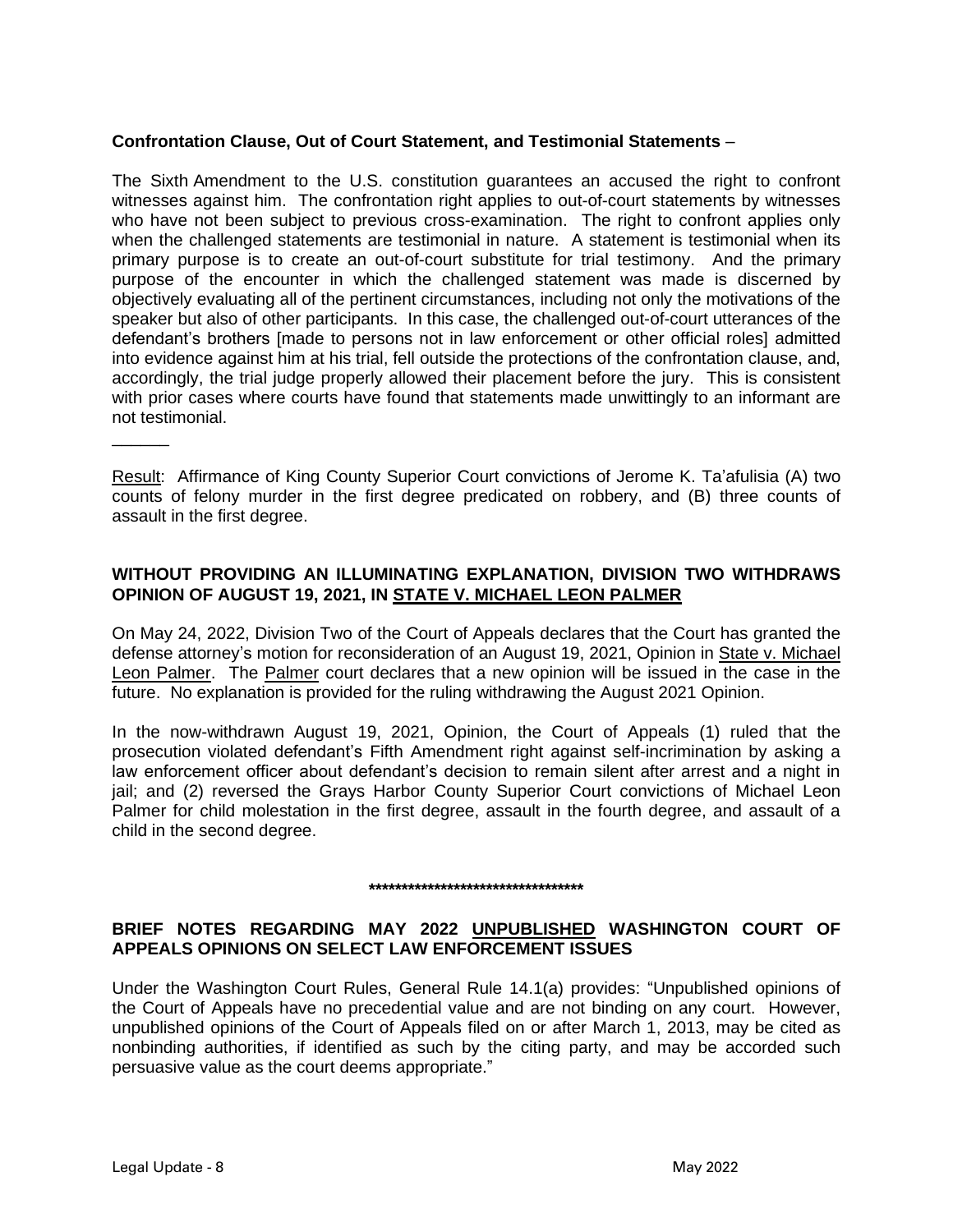**Confrontation Clause, Out of Court Statement, and Testimonial Statements** –

The Sixth Amendment to the U.S. constitution guarantees an accused the right to confront witnesses against him. The confrontation right applies to out-of-court statements by witnesses who have not been subject to previous cross-examination. The right to confront applies only when the challenged statements are testimonial in nature. A statement is testimonial when its primary purpose is to create an out-of-court substitute for trial testimony. And the primary purpose of the encounter in which the challenged statement was made is discerned by objectively evaluating all of the pertinent circumstances, including not only the motivations of the speaker but also of other participants. In this case, the challenged out-of-court utterances of the defendant's brothers [made to persons not in law enforcement or other official roles] admitted into evidence against him at his trial, fell outside the protections of the confrontation clause, and, accordingly, the trial judge properly allowed their placement before the jury. This is consistent with prior cases where courts have found that statements made unwittingly to an informant are not testimonial.

______

Result: Affirmance of King County Superior Court convictions of Jerome K. Ta'afulisia (A) two counts of felony murder in the first degree predicated on robbery, and (B) three counts of assault in the first degree.

**WITHOUT PROVIDING AN ILLUMINATING EXPLANATION, DIVISION TWO WITHDRAWS OPINION OF AUGUST 19, 2021, IN STATE V. MICHAEL LEON PALMER**

On May 24, 2022, Division Two of the Court of Appeals declares that the Court has granted the defense attorney's motion for reconsideration of an August 19, 2021, Opinion in State v. Michael Leon Palmer. The Palmer court declares that a new opinion will be issued in the case in the future. No explanation is provided for the ruling withdrawing the August 2021 Opinion.

In the now-withdrawn August 19, 2021, Opinion, the Court of Appeals (1) ruled that the prosecution violated defendant's Fifth Amendment right against self-incrimination by asking a law enforcement officer about defendant's decision to remain silent after arrest and a night in jail; and (2) reversed the Grays Harbor County Superior Court convictions of Michael Leon Palmer for child molestation in the first degree, assault in the fourth degree, and assault of a child in the second degree.

**********************************

**BRIEF NOTES REGARDING MAY 2022 UNPUBLISHED WASHINGTON COURT OF APPEALS OPINIONS ON SELECT LAW ENFORCEMENT ISSUES**

Under the Washington Court Rules, General Rule 14.1(a) provides: "Unpublished opinions of the Court of Appeals have no precedential value and are not binding on any court. However, unpublished opinions of the Court of Appeals filed on or after March 1, 2013, may be cited as nonbinding authorities, if identified as such by the citing party, and may be accorded such persuasive value as the court deems appropriate."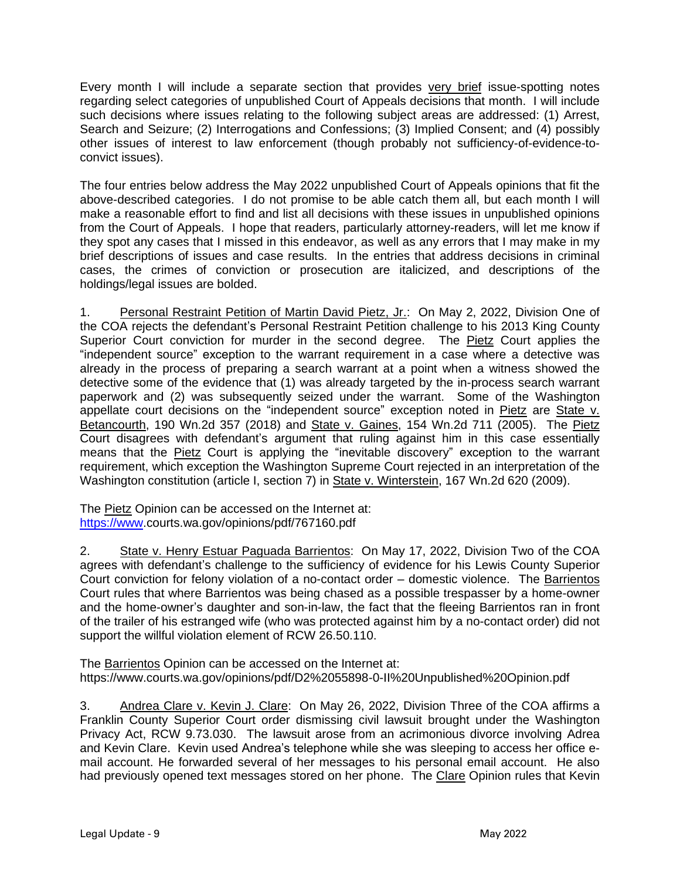Every month I will include a separate section that provides very brief issue-spotting notes regarding select categories of unpublished Court of Appeals decisions that month. I will include such decisions where issues relating to the following subject areas are addressed: (1) Arrest, Search and Seizure; (2) Interrogations and Confessions; (3) Implied Consent; and (4) possibly other issues of interest to law enforcement (though probably not sufficiency-of-evidence-to-convict issues).

The four entries below address the May 2022 unpublished Court of Appeals opinions that fit the above-described categories. I do not promise to be able catch them all, but each month I will make a reasonable effort to find and list all decisions with these issues in unpublished opinions from the Court of Appeals. I hope that readers, particularly attorney-readers, will let me know if they spot any cases that I missed in this endeavor, as well as any errors that I may make in my brief descriptions of issues and case results. In the entries that address decisions in criminal cases, the crimes of conviction or prosecution are italicized, and descriptions of the holdings/legal issues are bolded.

1. Personal Restraint Petition of Martin David Pietz, Jr.: On May 2, 2022, Division One of the COA rejects the defendant's Personal Restraint Petition challenge to his 2013 King County Superior Court conviction for murder in the second degree. The Pietz Court applies the "independent source" exception to the warrant requirement in a case where a detective was already in the process of preparing a search warrant at a point when a witness showed the detective some of the evidence that (1) was already targeted by the in-process search warrant paperwork and (2) was subsequently seized under the warrant. Some of the Washington appellate court decisions on the "independent source" exception noted in Pietz are State v. Betancourth, 190 Wn.2d 357 (2018) and State v. Gaines, 154 Wn.2d 711 (2005). The Pietz Court disagrees with defendant's argument that ruling against him in this case essentially means that the Pietz Court is applying the "inevitable discovery" exception to the warrant requirement, which exception the Washington Supreme Court rejected in an interpretation of the Washington constitution (article I, section 7) in State v. Winterstein, 167 Wn.2d 620 (2009).

The Pietz Opinion can be accessed on the Internet at:
https://www.courts.wa.gov/opinions/pdf/767160.pdf

2. State v. Henry Estuar Paguada Barrientos: On May 17, 2022, Division Two of the COA agrees with defendant's challenge to the sufficiency of evidence for his Lewis County Superior Court conviction for felony violation of a no-contact order – domestic violence. The Barrientos Court rules that where Barrientos was being chased as a possible trespasser by a home-owner and the home-owner's daughter and son-in-law, the fact that the fleeing Barrientos ran in front of the trailer of his estranged wife (who was protected against him by a no-contact order) did not support the willful violation element of RCW 26.50.110.

The Barrientos Opinion can be accessed on the Internet at:
https://www.courts.wa.gov/opinions/pdf/D2%2055898-0-II%20Unpublished%20Opinion.pdf

3. Andrea Clare v. Kevin J. Clare: On May 26, 2022, Division Three of the COA affirms a Franklin County Superior Court order dismissing civil lawsuit brought under the Washington Privacy Act, RCW 9.73.030. The lawsuit arose from an acrimonious divorce involving Adrea and Kevin Clare. Kevin used Andrea's telephone while she was sleeping to access her office e-mail account. He forwarded several of her messages to his personal email account. He also had previously opened text messages stored on her phone. The Clare Opinion rules that Kevin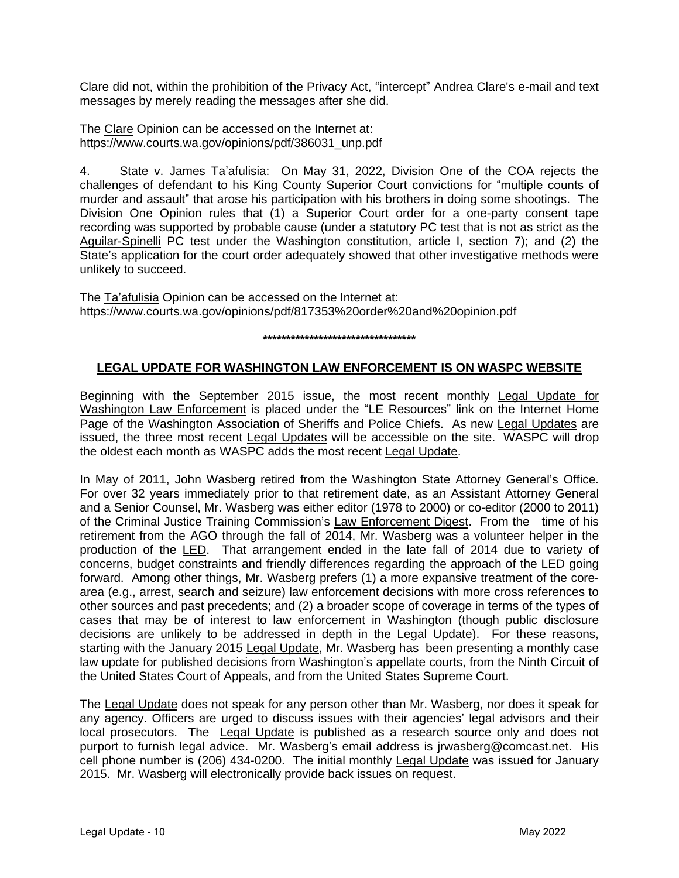Clare did not, within the prohibition of the Privacy Act, "intercept" Andrea Clare's e-mail and text messages by merely reading the messages after she did.

The Clare Opinion can be accessed on the Internet at: https://www.courts.wa.gov/opinions/pdf/386031_unp.pdf

4. State v. James Ta'afulisia: On May 31, 2022, Division One of the COA rejects the challenges of defendant to his King County Superior Court convictions for "multiple counts of murder and assault" that arose his participation with his brothers in doing some shootings. The Division One Opinion rules that (1) a Superior Court order for a one-party consent tape recording was supported by probable cause (under a statutory PC test that is not as strict as the Aguilar-Spinelli PC test under the Washington constitution, article I, section 7); and (2) the State's application for the court order adequately showed that other investigative methods were unlikely to succeed.

The Ta'afulisia Opinion can be accessed on the Internet at: https://www.courts.wa.gov/opinions/pdf/817353%20order%20and%20opinion.pdf

**********************************

## LEGAL UPDATE FOR WASHINGTON LAW ENFORCEMENT IS ON WASPC WEBSITE

Beginning with the September 2015 issue, the most recent monthly Legal Update for Washington Law Enforcement is placed under the "LE Resources" link on the Internet Home Page of the Washington Association of Sheriffs and Police Chiefs. As new Legal Updates are issued, the three most recent Legal Updates will be accessible on the site. WASPC will drop the oldest each month as WASPC adds the most recent Legal Update.

In May of 2011, John Wasberg retired from the Washington State Attorney General's Office. For over 32 years immediately prior to that retirement date, as an Assistant Attorney General and a Senior Counsel, Mr. Wasberg was either editor (1978 to 2000) or co-editor (2000 to 2011) of the Criminal Justice Training Commission's Law Enforcement Digest. From the time of his retirement from the AGO through the fall of 2014, Mr. Wasberg was a volunteer helper in the production of the LED. That arrangement ended in the late fall of 2014 due to variety of concerns, budget constraints and friendly differences regarding the approach of the LED going forward. Among other things, Mr. Wasberg prefers (1) a more expansive treatment of the core-area (e.g., arrest, search and seizure) law enforcement decisions with more cross references to other sources and past precedents; and (2) a broader scope of coverage in terms of the types of cases that may be of interest to law enforcement in Washington (though public disclosure decisions are unlikely to be addressed in depth in the Legal Update). For these reasons, starting with the January 2015 Legal Update, Mr. Wasberg has been presenting a monthly case law update for published decisions from Washington's appellate courts, from the Ninth Circuit of the United States Court of Appeals, and from the United States Supreme Court.

The Legal Update does not speak for any person other than Mr. Wasberg, nor does it speak for any agency. Officers are urged to discuss issues with their agencies' legal advisors and their local prosecutors. The Legal Update is published as a research source only and does not purport to furnish legal advice. Mr. Wasberg's email address is jrwasberg@comcast.net. His cell phone number is (206) 434-0200. The initial monthly Legal Update was issued for January 2015. Mr. Wasberg will electronically provide back issues on request.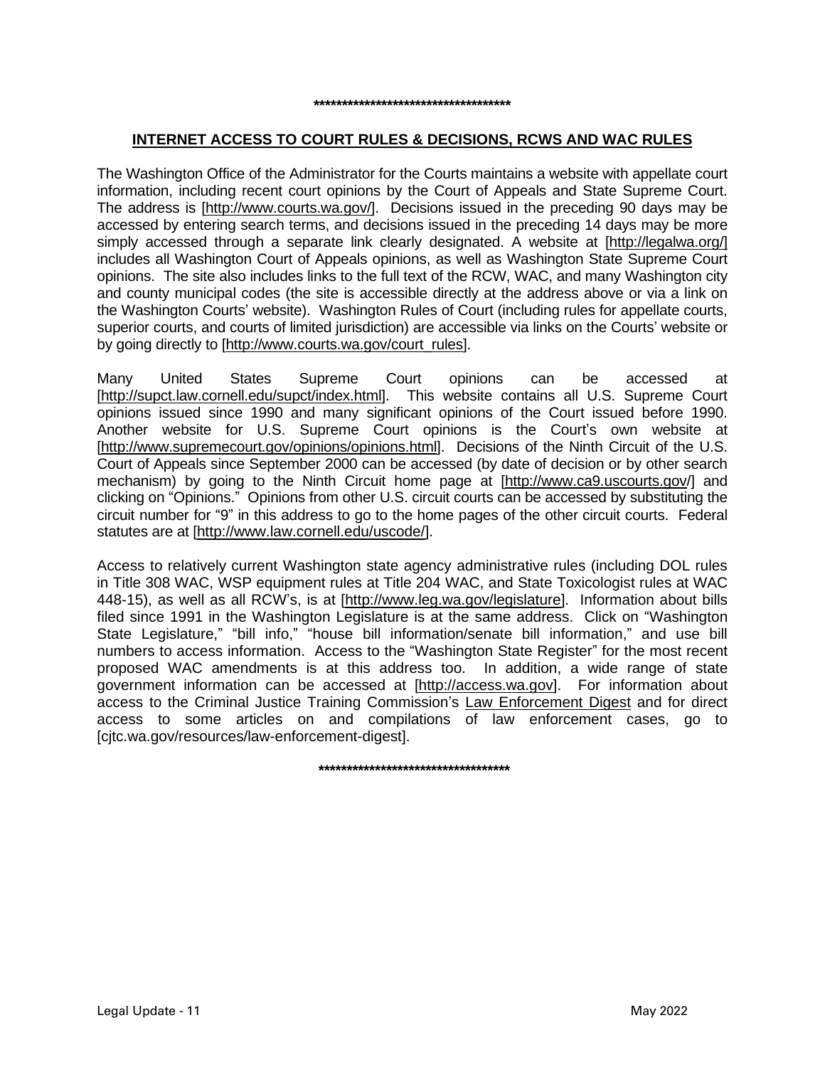************************************

## INTERNET ACCESS TO COURT RULES & DECISIONS, RCWS AND WAC RULES

The Washington Office of the Administrator for the Courts maintains a website with appellate court information, including recent court opinions by the Court of Appeals and State Supreme Court. The address is [http://www.courts.wa.gov/]. Decisions issued in the preceding 90 days may be accessed by entering search terms, and decisions issued in the preceding 14 days may be more simply accessed through a separate link clearly designated. A website at [http://legalwa.org/] includes all Washington Court of Appeals opinions, as well as Washington State Supreme Court opinions. The site also includes links to the full text of the RCW, WAC, and many Washington city and county municipal codes (the site is accessible directly at the address above or via a link on the Washington Courts' website). Washington Rules of Court (including rules for appellate courts, superior courts, and courts of limited jurisdiction) are accessible via links on the Courts' website or by going directly to [http://www.courts.wa.gov/court_rules].

Many United States Supreme Court opinions can be accessed at [http://supct.law.cornell.edu/supct/index.html]. This website contains all U.S. Supreme Court opinions issued since 1990 and many significant opinions of the Court issued before 1990. Another website for U.S. Supreme Court opinions is the Court's own website at [http://www.supremecourt.gov/opinions/opinions.html]. Decisions of the Ninth Circuit of the U.S. Court of Appeals since September 2000 can be accessed (by date of decision or by other search mechanism) by going to the Ninth Circuit home page at [http://www.ca9.uscourts.gov/] and clicking on "Opinions." Opinions from other U.S. circuit courts can be accessed by substituting the circuit number for "9" in this address to go to the home pages of the other circuit courts. Federal statutes are at [http://www.law.cornell.edu/uscode/].

Access to relatively current Washington state agency administrative rules (including DOL rules in Title 308 WAC, WSP equipment rules at Title 204 WAC, and State Toxicologist rules at WAC 448-15), as well as all RCW's, is at [http://www.leg.wa.gov/legislature]. Information about bills filed since 1991 in the Washington Legislature is at the same address. Click on "Washington State Legislature," "bill info," "house bill information/senate bill information," and use bill numbers to access information. Access to the "Washington State Register" for the most recent proposed WAC amendments is at this address too. In addition, a wide range of state government information can be accessed at [http://access.wa.gov]. For information about access to the Criminal Justice Training Commission's Law Enforcement Digest and for direct access to some articles on and compilations of law enforcement cases, go to [cjtc.wa.gov/resources/law-enforcement-digest].

************************************